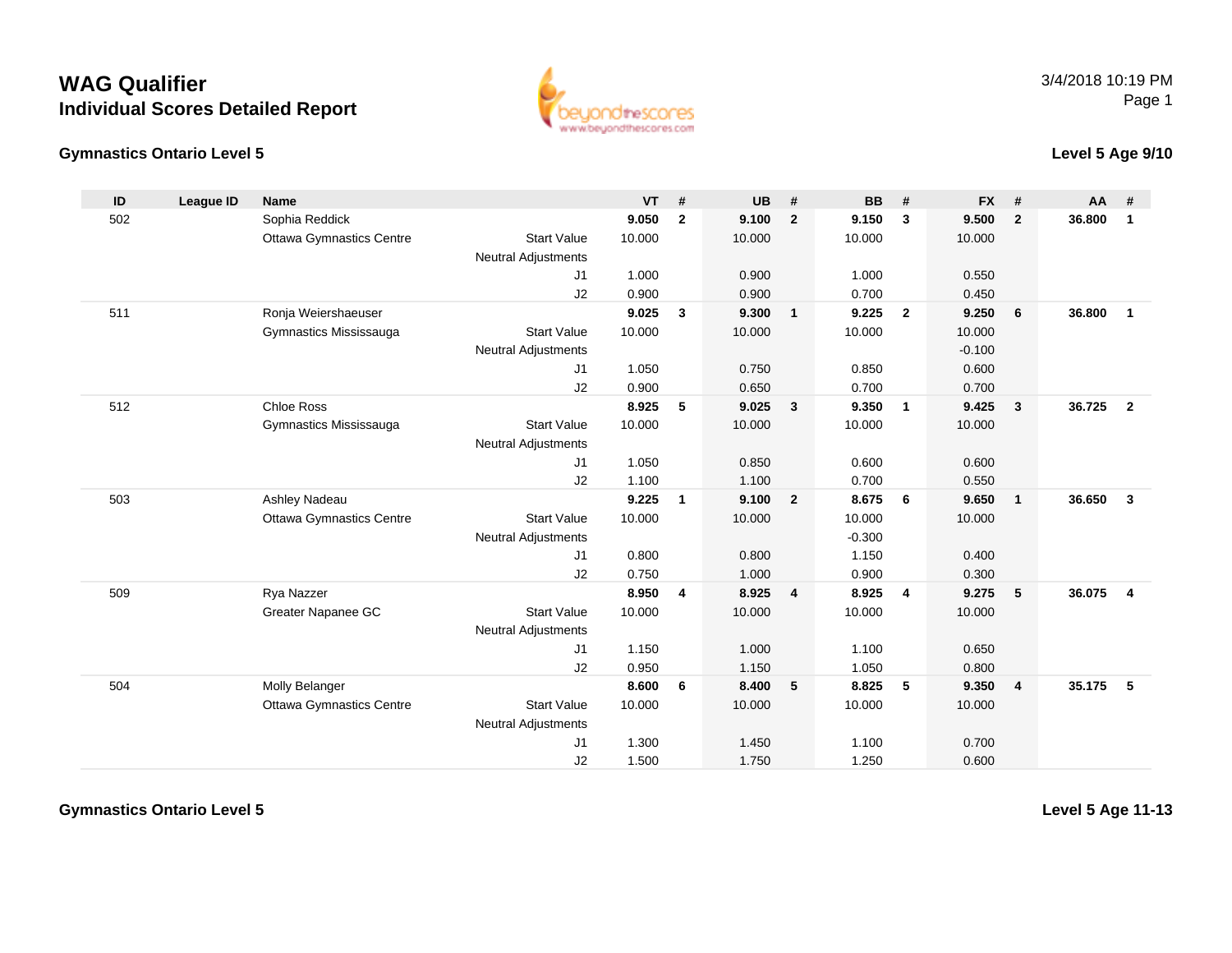# WAG Qualifier

## Individual Scores Detailed Report

3/4/2018 10:19 PM

### Gymnastics Ontario Level 5

### Level 5 Age 9/10

| ID | League ID | Name | | VT | # | UB | # | BB | # | FX | # | AA | # |
|---|---|---|---|---|---|---|---|---|---|---|---|---|---|
| 502 | | Sophia Reddick | | **9.050** | **2** | **9.100** | **2** | **9.150** | **3** | **9.500** | **2** | **36.800** | **1** |
| | | Ottawa Gymnastics Centre | Start Value | 10.000 | | 10.000 | | 10.000 | | 10.000 | | | |
| | | | Neutral Adjustments | | | | | | | | | | |
| | | | J1 | 1.000 | | 0.900 | | 1.000 | | 0.550 | | | |
| | | | J2 | 0.900 | | 0.900 | | 0.700 | | 0.450 | | | |
| 511 | | Ronja Weiershaeuser | | **9.025** | **3** | **9.300** | **1** | **9.225** | **2** | **9.250** | **6** | **36.800** | **1** |
| | | Gymnastics Mississauga | Start Value | 10.000 | | 10.000 | | 10.000 | | 10.000 | | | |
| | | | Neutral Adjustments | | | | | | | -0.100 | | | |
| | | | J1 | 1.050 | | 0.750 | | 0.850 | | 0.600 | | | |
| | | | J2 | 0.900 | | 0.650 | | 0.700 | | 0.700 | | | |
| 512 | | Chloe Ross | | **8.925** | **5** | **9.025** | **3** | **9.350** | **1** | **9.425** | **3** | **36.725** | **2** |
| | | Gymnastics Mississauga | Start Value | 10.000 | | 10.000 | | 10.000 | | 10.000 | | | |
| | | | Neutral Adjustments | | | | | | | | | | |
| | | | J1 | 1.050 | | 0.850 | | 0.600 | | 0.600 | | | |
| | | | J2 | 1.100 | | 1.100 | | 0.700 | | 0.550 | | | |
| 503 | | Ashley Nadeau | | **9.225** | **1** | **9.100** | **2** | **8.675** | **6** | **9.650** | **1** | **36.650** | **3** |
| | | Ottawa Gymnastics Centre | Start Value | 10.000 | | 10.000 | | 10.000 | | 10.000 | | | |
| | | | Neutral Adjustments | | | | | -0.300 | | | | | |
| | | | J1 | 0.800 | | 0.800 | | 1.150 | | 0.400 | | | |
| | | | J2 | 0.750 | | 1.000 | | 0.900 | | 0.300 | | | |
| 509 | | Rya Nazzer | | **8.950** | **4** | **8.925** | **4** | **8.925** | **4** | **9.275** | **5** | **36.075** | **4** |
| | | Greater Napanee GC | Start Value | 10.000 | | 10.000 | | 10.000 | | 10.000 | | | |
| | | | Neutral Adjustments | | | | | | | | | | |
| | | | J1 | 1.150 | | 1.000 | | 1.100 | | 0.650 | | | |
| | | | J2 | 0.950 | | 1.150 | | 1.050 | | 0.800 | | | |
| 504 | | Molly Belanger | | **8.600** | **6** | **8.400** | **5** | **8.825** | **5** | **9.350** | **4** | **35.175** | **5** |
| | | Ottawa Gymnastics Centre | Start Value | 10.000 | | 10.000 | | 10.000 | | 10.000 | | | |
| | | | Neutral Adjustments | | | | | | | | | | |
| | | | J1 | 1.300 | | 1.450 | | 1.100 | | 0.700 | | | |
| | | | J2 | 1.500 | | 1.750 | | 1.250 | | 0.600 | | | |

### Gymnastics Ontario Level 5

### Level 5 Age 11-13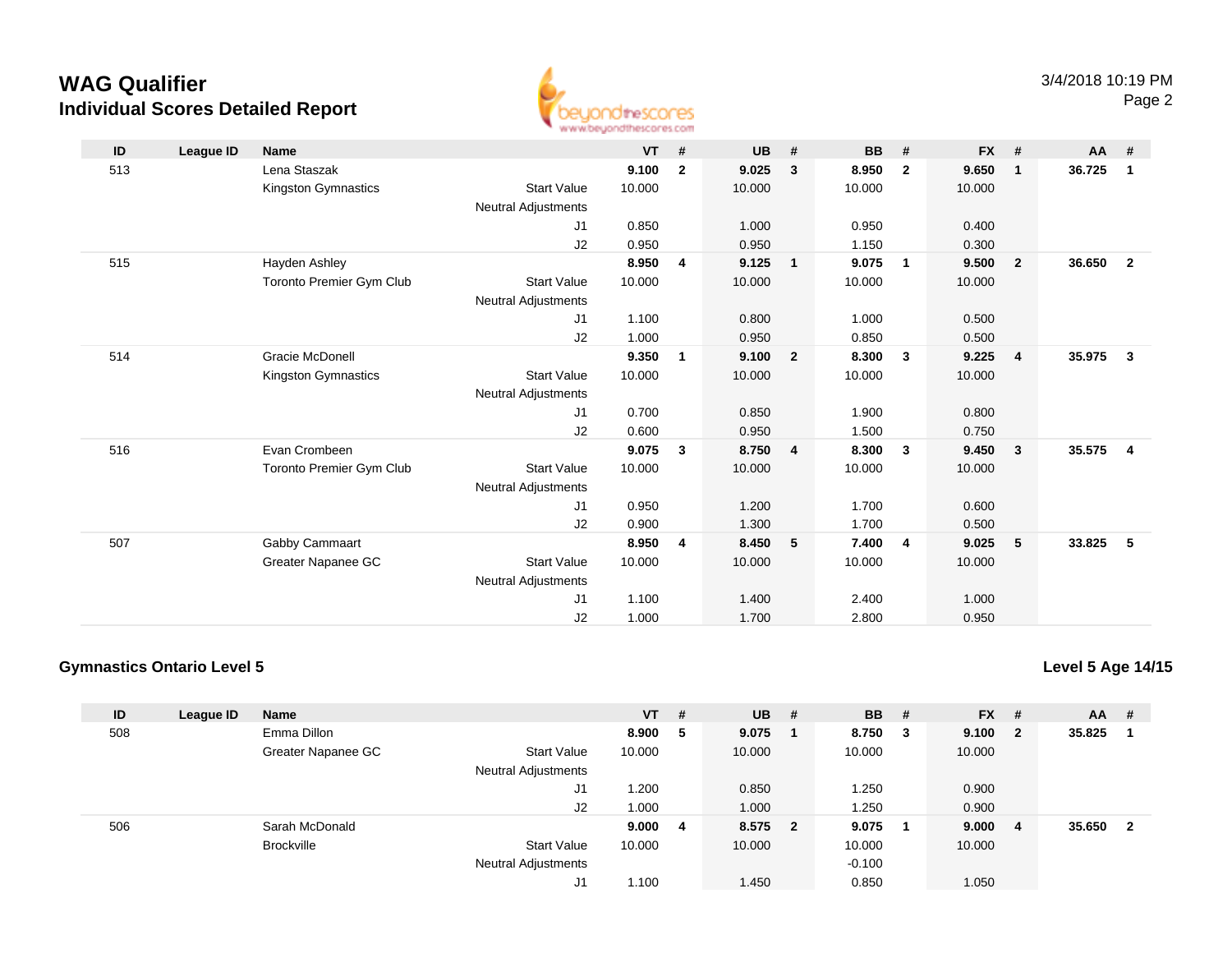# WAG Qualifier

## Individual Scores Detailed Report

| ID | League ID | Name | | VT | # | UB | # | BB | # | FX | # | AA | # |
|---|---|---|---|---|---|---|---|---|---|---|---|---|---|
| 513 | | Lena Staszak | | **9.100** | **2** | **9.025** | **3** | **8.950** | **2** | **9.650** | **1** | **36.725** | **1** |
| | | Kingston Gymnastics | Start Value | 10.000 | | 10.000 | | 10.000 | | 10.000 | | | |
| | | | Neutral Adjustments | | | | | | | | | | |
| | | | J1 | 0.850 | | 1.000 | | 0.950 | | 0.400 | | | |
| | | | J2 | 0.950 | | 0.950 | | 1.150 | | 0.300 | | | |
| 515 | | Hayden Ashley | | **8.950** | **4** | **9.125** | **1** | **9.075** | **1** | **9.500** | **2** | **36.650** | **2** |
| | | Toronto Premier Gym Club | Start Value | 10.000 | | 10.000 | | 10.000 | | 10.000 | | | |
| | | | Neutral Adjustments | | | | | | | | | | |
| | | | J1 | 1.100 | | 0.800 | | 1.000 | | 0.500 | | | |
| | | | J2 | 1.000 | | 0.950 | | 0.850 | | 0.500 | | | |
| 514 | | Gracie McDonell | | **9.350** | **1** | **9.100** | **2** | **8.300** | **3** | **9.225** | **4** | **35.975** | **3** |
| | | Kingston Gymnastics | Start Value | 10.000 | | 10.000 | | 10.000 | | 10.000 | | | |
| | | | Neutral Adjustments | | | | | | | | | | |
| | | | J1 | 0.700 | | 0.850 | | 1.900 | | 0.800 | | | |
| | | | J2 | 0.600 | | 0.950 | | 1.500 | | 0.750 | | | |
| 516 | | Evan Crombeen | | **9.075** | **3** | **8.750** | **4** | **8.300** | **3** | **9.450** | **3** | **35.575** | **4** |
| | | Toronto Premier Gym Club | Start Value | 10.000 | | 10.000 | | 10.000 | | 10.000 | | | |
| | | | Neutral Adjustments | | | | | | | | | | |
| | | | J1 | 0.950 | | 1.200 | | 1.700 | | 0.600 | | | |
| | | | J2 | 0.900 | | 1.300 | | 1.700 | | 0.500 | | | |
| 507 | | Gabby Cammaart | | **8.950** | **4** | **8.450** | **5** | **7.400** | **4** | **9.025** | **5** | **33.825** | **5** |
| | | Greater Napanee GC | Start Value | 10.000 | | 10.000 | | 10.000 | | 10.000 | | | |
| | | | Neutral Adjustments | | | | | | | | | | |
| | | | J1 | 1.100 | | 1.400 | | 2.400 | | 1.000 | | | |
| | | | J2 | 1.000 | | 1.700 | | 2.800 | | 0.950 | | | |

### Gymnastics Ontario Level 5

**Level 5 Age 14/15**

| ID | League ID | Name | | VT | # | UB | # | BB | # | FX | # | AA | # |
|---|---|---|---|---|---|---|---|---|---|---|---|---|---|
| 508 | | Emma Dillon | | **8.900** | **5** | **9.075** | **1** | **8.750** | **3** | **9.100** | **2** | **35.825** | **1** |
| | | Greater Napanee GC | Start Value | 10.000 | | 10.000 | | 10.000 | | 10.000 | | | |
| | | | Neutral Adjustments | | | | | | | | | | |
| | | | J1 | 1.200 | | 0.850 | | 1.250 | | 0.900 | | | |
| | | | J2 | 1.000 | | 1.000 | | 1.250 | | 0.900 | | | |
| 506 | | Sarah McDonald | | **9.000** | **4** | **8.575** | **2** | **9.075** | **1** | **9.000** | **4** | **35.650** | **2** |
| | | Brockville | Start Value | 10.000 | | 10.000 | | 10.000 | | 10.000 | | | |
| | | | Neutral Adjustments | | | | | -0.100 | | | | | |
| | | | J1 | 1.100 | | 1.450 | | 0.850 | | 1.050 | | | |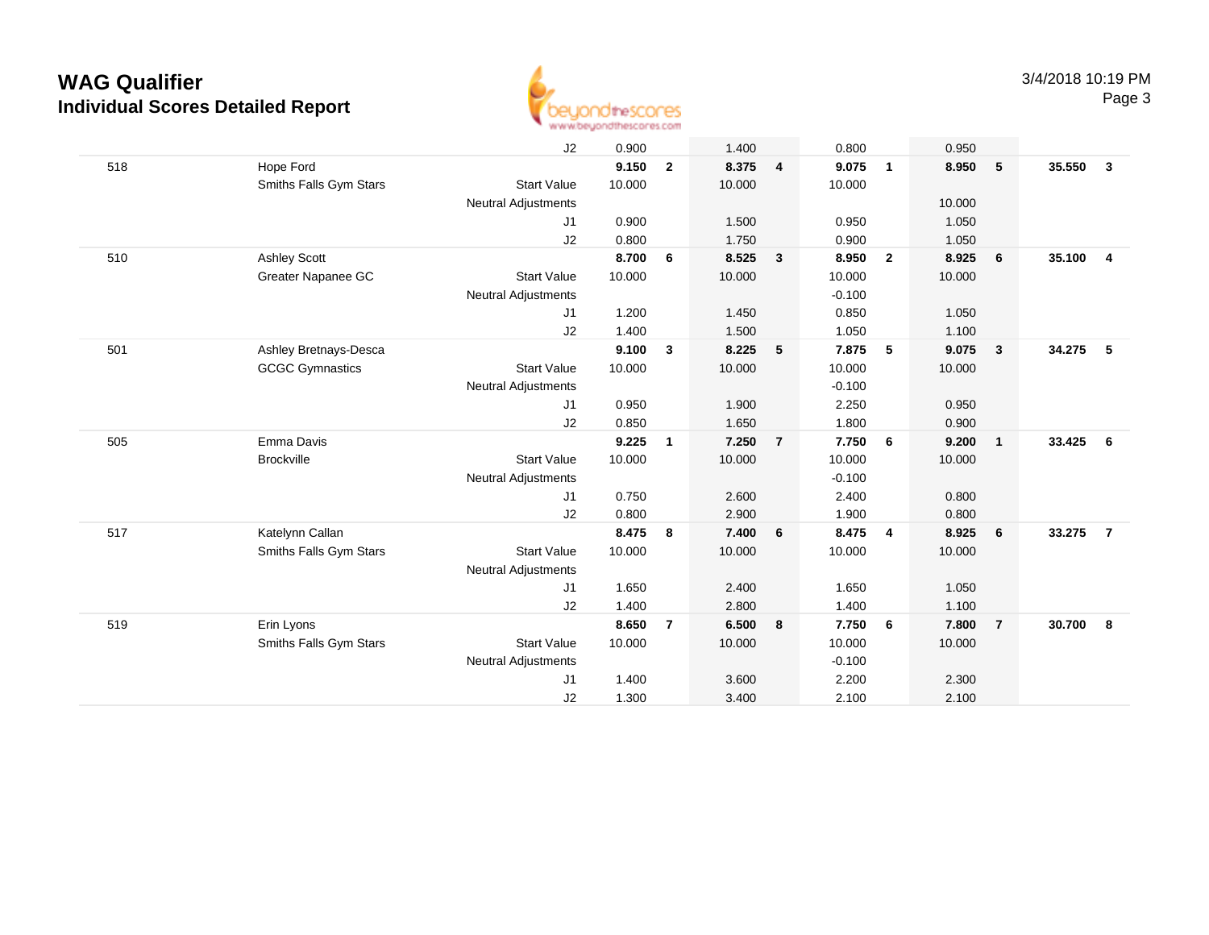# WAG Qualifier
## Individual Scores Detailed Report

3/4/2018 10:19 PM

| | | | | | | | | | | | | |
|---|---|---|---|---|---|---|---|---|---|---|---|---|
| | | J2 | 0.900 | | 1.400 | | 0.800 | | 0.950 | | | |
| 518 | Hope Ford | | **9.150** | **2** | **8.375** | **4** | **9.075** | **1** | **8.950** | **5** | **35.550** | **3** |
| | Smiths Falls Gym Stars | Start Value | 10.000 | | 10.000 | | 10.000 | | | | | |
| | | Neutral Adjustments | | | | | | | 10.000 | | | |
| | | J1 | 0.900 | | 1.500 | | 0.950 | | 1.050 | | | |
| | | J2 | 0.800 | | 1.750 | | 0.900 | | 1.050 | | | |
| 510 | Ashley Scott | | **8.700** | **6** | **8.525** | **3** | **8.950** | **2** | **8.925** | **6** | **35.100** | **4** |
| | Greater Napanee GC | Start Value | 10.000 | | 10.000 | | 10.000 | | 10.000 | | | |
| | | Neutral Adjustments | | | | | -0.100 | | | | | |
| | | J1 | 1.200 | | 1.450 | | 0.850 | | 1.050 | | | |
| | | J2 | 1.400 | | 1.500 | | 1.050 | | 1.100 | | | |
| 501 | Ashley Bretnays-Desca | | **9.100** | **3** | **8.225** | **5** | **7.875** | **5** | **9.075** | **3** | **34.275** | **5** |
| | GCGC Gymnastics | Start Value | 10.000 | | 10.000 | | 10.000 | | 10.000 | | | |
| | | Neutral Adjustments | | | | | -0.100 | | | | | |
| | | J1 | 0.950 | | 1.900 | | 2.250 | | 0.950 | | | |
| | | J2 | 0.850 | | 1.650 | | 1.800 | | 0.900 | | | |
| 505 | Emma Davis | | **9.225** | **1** | **7.250** | **7** | **7.750** | **6** | **9.200** | **1** | **33.425** | **6** |
| | Brockville | Start Value | 10.000 | | 10.000 | | 10.000 | | 10.000 | | | |
| | | Neutral Adjustments | | | | | -0.100 | | | | | |
| | | J1 | 0.750 | | 2.600 | | 2.400 | | 0.800 | | | |
| | | J2 | 0.800 | | 2.900 | | 1.900 | | 0.800 | | | |
| 517 | Katelynn Callan | | **8.475** | **8** | **7.400** | **6** | **8.475** | **4** | **8.925** | **6** | **33.275** | **7** |
| | Smiths Falls Gym Stars | Start Value | 10.000 | | 10.000 | | 10.000 | | 10.000 | | | |
| | | Neutral Adjustments | | | | | | | | | | |
| | | J1 | 1.650 | | 2.400 | | 1.650 | | 1.050 | | | |
| | | J2 | 1.400 | | 2.800 | | 1.400 | | 1.100 | | | |
| 519 | Erin Lyons | | **8.650** | **7** | **6.500** | **8** | **7.750** | **6** | **7.800** | **7** | **30.700** | **8** |
| | Smiths Falls Gym Stars | Start Value | 10.000 | | 10.000 | | 10.000 | | 10.000 | | | |
| | | Neutral Adjustments | | | | | -0.100 | | | | | |
| | | J1 | 1.400 | | 3.600 | | 2.200 | | 2.300 | | | |
| | | J2 | 1.300 | | 3.400 | | 2.100 | | 2.100 | | | |